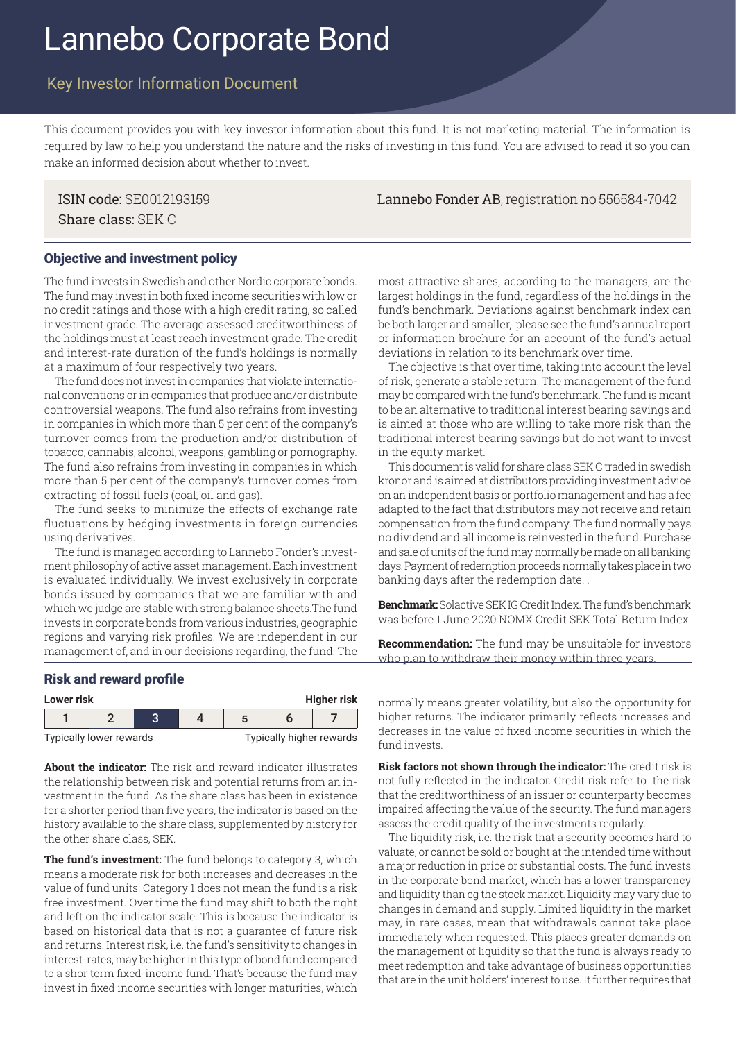# Lannebo Corporate Bond

## Key Investor Information Document

This document provides you with key investor information about this fund. It is not marketing material. The information is required by law to help you understand the nature and the risks of investing in this fund. You are advised to read it so you can make an informed decision about whether to invest.

ISIN code: SE0012193159
Share class: SEK C

**Lannebo Fonder AB**, registration no 556584-7042

### Objective and investment policy

The fund invests in Swedish and other Nordic corporate bonds. The fund may invest in both fixed income securities with low or no credit ratings and those with a high credit rating, so called investment grade. The average assessed creditworthiness of the holdings must at least reach investment grade. The credit and interest-rate duration of the fund's holdings is normally at a maximum of four respectively two years.

The fund does not invest in companies that violate international conventions or in companies that produce and/or distribute controversial weapons. The fund also refrains from investing in companies in which more than 5 per cent of the company's turnover comes from the production and/or distribution of tobacco, cannabis, alcohol, weapons, gambling or pornography. The fund also refrains from investing in companies in which more than 5 per cent of the company's turnover comes from extracting of fossil fuels (coal, oil and gas).

The fund seeks to minimize the effects of exchange rate fluctuations by hedging investments in foreign currencies using derivatives.

The fund is managed according to Lannebo Fonder's investment philosophy of active asset management. Each investment is evaluated individually. We invest exclusively in corporate bonds issued by companies that we are familiar with and which we judge are stable with strong balance sheets.The fund invests in corporate bonds from various industries, geographic regions and varying risk profiles. We are independent in our management of, and in our decisions regarding, the fund. The most attractive shares, according to the managers, are the largest holdings in the fund, regardless of the holdings in the fund's benchmark. Deviations against benchmark index can be both larger and smaller, please see the fund's annual report or information brochure for an account of the fund's actual deviations in relation to its benchmark over time.

The objective is that over time, taking into account the level of risk, generate a stable return. The management of the fund may be compared with the fund's benchmark. The fund is meant to be an alternative to traditional interest bearing savings and is aimed at those who are willing to take more risk than the traditional interest bearing savings but do not want to invest in the equity market.

This document is valid for share class SEK C traded in swedish kronor and is aimed at distributors providing investment advice on an independent basis or portfolio management and has a fee adapted to the fact that distributors may not receive and retain compensation from the fund company. The fund normally pays no dividend and all income is reinvested in the fund. Purchase and sale of units of the fund may normally be made on all banking days. Payment of redemption proceeds normally takes place in two banking days after the redemption date. .

**Benchmark:** Solactive SEK IG Credit Index. The fund's benchmark was before 1 June 2020 NOMX Credit SEK Total Return Index.

**Recommendation:** The fund may be unsuitable for investors who plan to withdraw their money within three years.

### Risk and reward profile

| Lower risk | | | | | | Higher risk |
|---|---|---|---|---|---|---|
| 1 | 2 | **3** | 4 | 5 | 6 | 7 |
| Typically lower rewards | | | | | | Typically higher rewards |

**About the indicator:** The risk and reward indicator illustrates the relationship between risk and potential returns from an investment in the fund. As the share class has been in existence for a shorter period than five years, the indicator is based on the history available to the share class, supplemented by history for the other share class, SEK.

**The fund's investment:** The fund belongs to category 3, which means a moderate risk for both increases and decreases in the value of fund units. Category 1 does not mean the fund is a risk free investment. Over time the fund may shift to both the right and left on the indicator scale. This is because the indicator is based on historical data that is not a guarantee of future risk and returns. Interest risk, i.e. the fund's sensitivity to changes in interest-rates, may be higher in this type of bond fund compared to a shor term fixed-income fund. That's because the fund may invest in fixed income securities with longer maturities, which normally means greater volatility, but also the opportunity for higher returns. The indicator primarily reflects increases and decreases in the value of fixed income securities in which the fund invests.

**Risk factors not shown through the indicator:** The credit risk is not fully reflected in the indicator. Credit risk refer to the risk that the creditworthiness of an issuer or counterparty becomes impaired affecting the value of the security. The fund managers assess the credit quality of the investments regularly.

The liquidity risk, i.e. the risk that a security becomes hard to valuate, or cannot be sold or bought at the intended time without a major reduction in price or substantial costs. The fund invests in the corporate bond market, which has a lower transparency and liquidity than eg the stock market. Liquidity may vary due to changes in demand and supply. Limited liquidity in the market may, in rare cases, mean that withdrawals cannot take place immediately when requested. This places greater demands on the management of liquidity so that the fund is always ready to meet redemption and take advantage of business opportunities that are in the unit holders' interest to use. It further requires that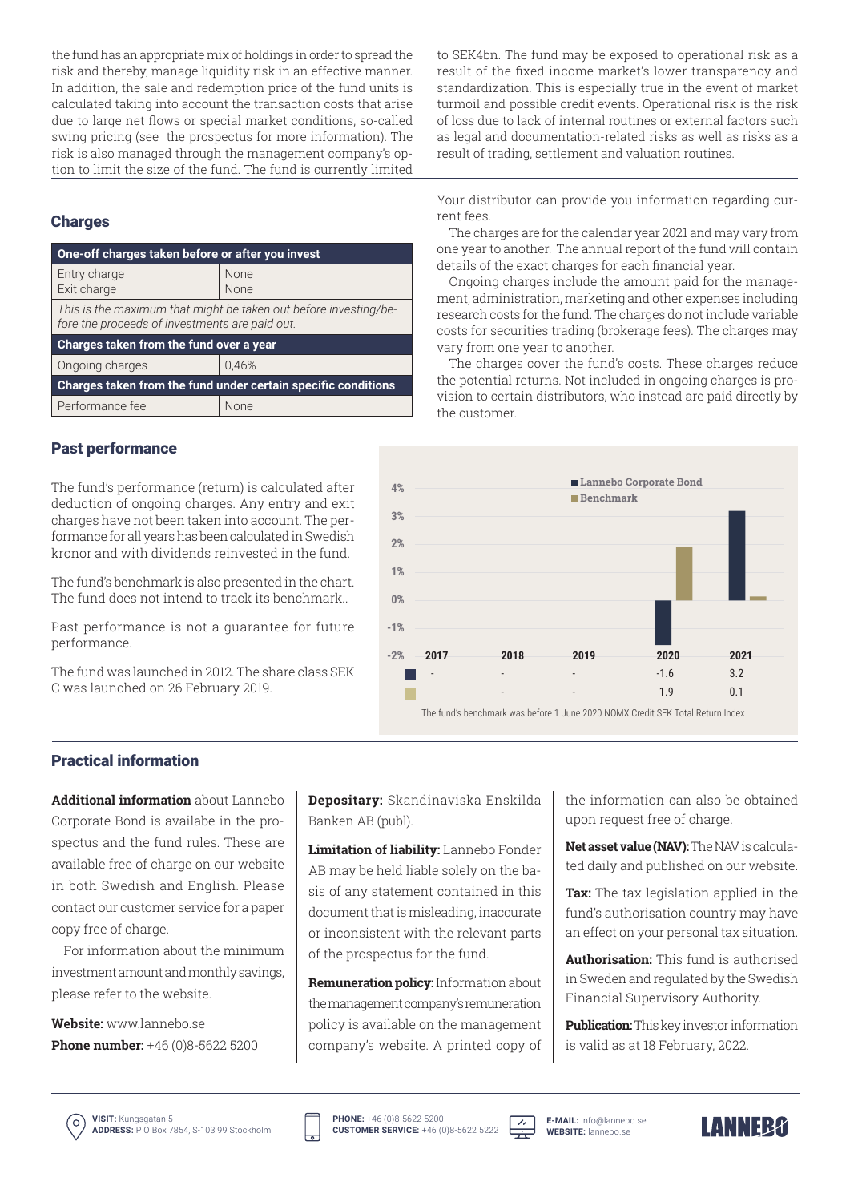the fund has an appropriate mix of holdings in order to spread the risk and thereby, manage liquidity risk in an effective manner. In addition, the sale and redemption price of the fund units is calculated taking into account the transaction costs that arise due to large net flows or special market conditions, so-called swing pricing (see the prospectus for more information). The risk is also managed through the management company's option to limit the size of the fund. The fund is currently limited to SEK4bn. The fund may be exposed to operational risk as a result of the fixed income market's lower transparency and standardization. This is especially true in the event of market turmoil and possible credit events. Operational risk is the risk of loss due to lack of internal routines or external factors such as legal and documentation-related risks as well as risks as a result of trading, settlement and valuation routines.

## Charges

| One-off charges taken before or after you invest | |
|---|---|
| Entry charge | None |
| Exit charge | None |
| *This is the maximum that might be taken out before investing/before the proceeds of investments are paid out.* | |
| **Charges taken from the fund over a year** | |
| Ongoing charges | 0,46% |
| **Charges taken from the fund under certain specific conditions** | |
| Performance fee | None |

Your distributor can provide you information regarding current fees.

The charges are for the calendar year 2021 and may vary from one year to another. The annual report of the fund will contain details of the exact charges for each financial year.

Ongoing charges include the amount paid for the management, administration, marketing and other expenses including research costs for the fund. The charges do not include variable costs for securities trading (brokerage fees). The charges may vary from one year to another.

The charges cover the fund's costs. These charges reduce the potential returns. Not included in ongoing charges is provision to certain distributors, who instead are paid directly by the customer.

## Past performance

The fund's performance (return) is calculated after deduction of ongoing charges. Any entry and exit charges have not been taken into account. The performance for all years has been calculated in Swedish kronor and with dividends reinvested in the fund.

The fund's benchmark is also presented in the chart. The fund does not intend to track its benchmark..

Past performance is not a guarantee for future performance.

The fund was launched in 2012. The share class SEK C was launched on 26 February 2019.

Lannebo Corporate Bond
Benchmark

4%
3%
2%
1%
0%
-1%
-2%

2017 2018 2019 2020 2021

Lannebo Corporate Bond: - - - -1.6 3.2
Benchmark: - - - 1.9 0.1

The fund's benchmark was before 1 June 2020 NOMX Credit SEK Total Return Index.

## Practical information

**Additional information** about Lannebo Corporate Bond is availabe in the prospectus and the fund rules. These are available free of charge on our website in both Swedish and English. Please contact our customer service for a paper copy free of charge.

For information about the minimum investment amount and monthly savings, please refer to the website.

**Website:** www.lannebo.se
**Phone number:** +46 (0)8-5622 5200

**Depositary:** Skandinaviska Enskilda Banken AB (publ).

**Limitation of liability:** Lannebo Fonder AB may be held liable solely on the basis of any statement contained in this document that is misleading, inaccurate or inconsistent with the relevant parts of the prospectus for the fund.

**Remuneration policy:** Information about the management company's remuneration policy is available on the management company's website. A printed copy of the information can also be obtained upon request free of charge.

**Net asset value (NAV):** The NAV is calculated daily and published on our website.

**Tax:** The tax legislation applied in the fund's authorisation country may have an effect on your personal tax situation.

**Authorisation:** This fund is authorised in Sweden and regulated by the Swedish Financial Supervisory Authority.

**Publication:** This key investor information is valid as at 18 February, 2022.

**VISIT:** Kungsgatan 5
**ADDRESS:** P O Box 7854, S-103 99 Stockholm

**PHONE:** +46 (0)8-5622 5200
**CUSTOMER SERVICE:** +46 (0)8-5622 5222

**E-MAIL:** info@lannebo.se
**WEBSITE:** lannebo.se

LANNEBO